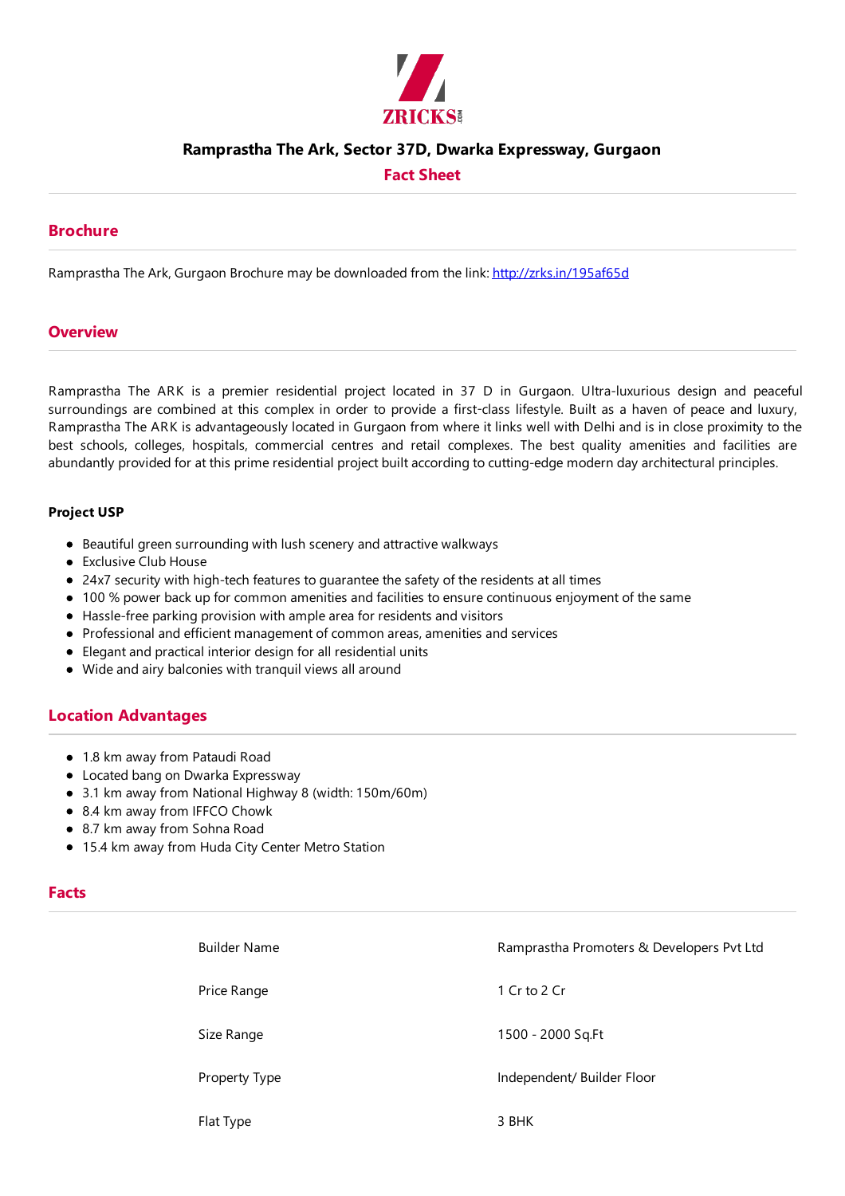# Ramprastha The Ark, Sector 37D, Dwarka Expressway, Gurgaon

## Fact Sheet

## Brochure

Ramprastha The Ark, Gurgaon Brochure may be downloaded from the link: [http://zrks.in/195af65d](http://zrks.in/195af65d)

## Overview

Ramprastha The ARK is a premier residential project located in 37 D in Gurgaon. Ultra-luxurious design and peaceful surroundings are combined at this complex in order to provide a first-class lifestyle. Built as a haven of peace and luxury, Ramprastha The ARK is advantageously located in Gurgaon from where it links well with Delhi and is in close proximity to the best schools, colleges, hospitals, commercial centres and retail complexes. The best quality amenities and facilities are abundantly provided for at this prime residential project built according to cutting-edge modern day architectural principles.

### Project USP

- Beautiful green surrounding with lush scenery and attractive walkways
- Exclusive Club House
- 24x7 security with high-tech features to guarantee the safety of the residents at all times
- 100 % power back up for common amenities and facilities to ensure continuous enjoyment of the same
- Hassle-free parking provision with ample area for residents and visitors
- Professional and efficient management of common areas, amenities and services
- Elegant and practical interior design for all residential units
- Wide and airy balconies with tranquil views all around

## Location Advantages

- 1.8 km away from Pataudi Road
- Located bang on Dwarka Expressway
- 3.1 km away from National Highway 8 (width: 150m/60m)
- 8.4 km away from IFFCO Chowk
- 8.7 km away from Sohna Road
- 15.4 km away from Huda City Center Metro Station

## Facts

| | |
|---|---|
| Builder Name | Ramprastha Promoters & Developers Pvt Ltd |
| Price Range | 1 Cr to 2 Cr |
| Size Range | 1500 - 2000 Sq.Ft |
| Property Type | Independent/ Builder Floor |
| Flat Type | 3 BHK |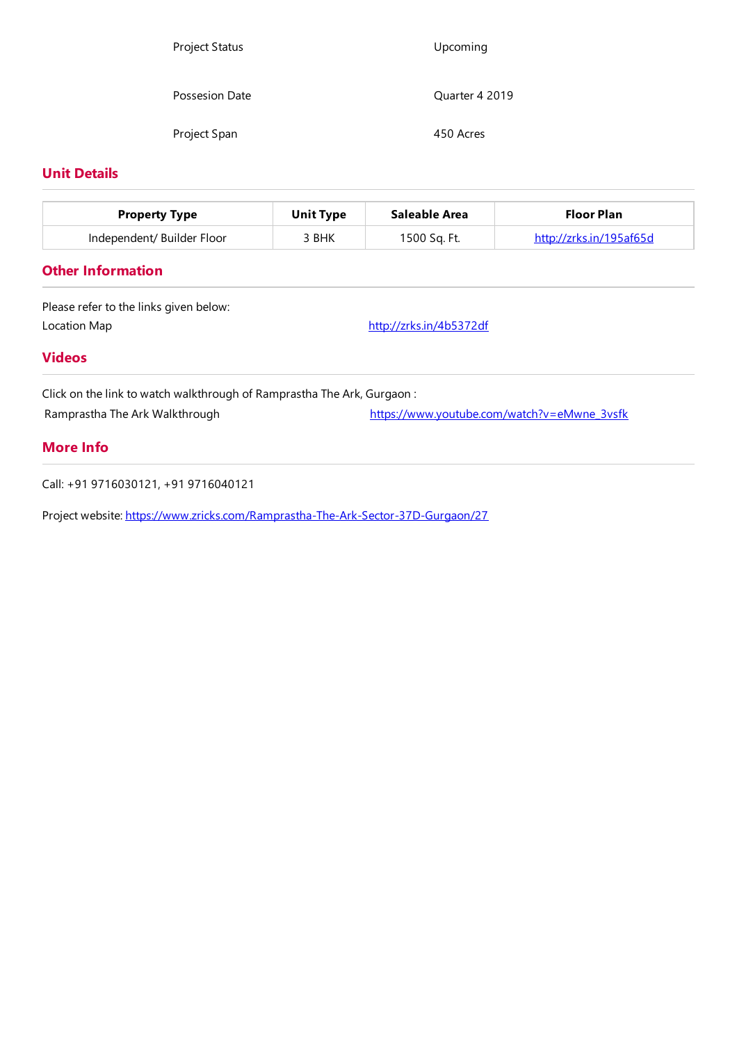| | |
|---|---|
| Project Status | Upcoming |
| Possesion Date | Quarter 4 2019 |
| Project Span | 450 Acres |

## Unit Details

| Property Type | Unit Type | Saleable Area | Floor Plan |
|---|---|---|---|
| Independent/ Builder Floor | 3 BHK | 1500 Sq. Ft. | http://zrks.in/195af65d |

## Other Information

Please refer to the links given below:

Location Map http://zrks.in/4b5372df

## Videos

Click on the link to watch walkthrough of Ramprastha The Ark, Gurgaon :

Ramprastha The Ark Walkthrough https://www.youtube.com/watch?v=eMwne_3vsfk

## More Info

Call: +91 9716030121, +91 9716040121

Project website: https://www.zricks.com/Ramprastha-The-Ark-Sector-37D-Gurgaon/27